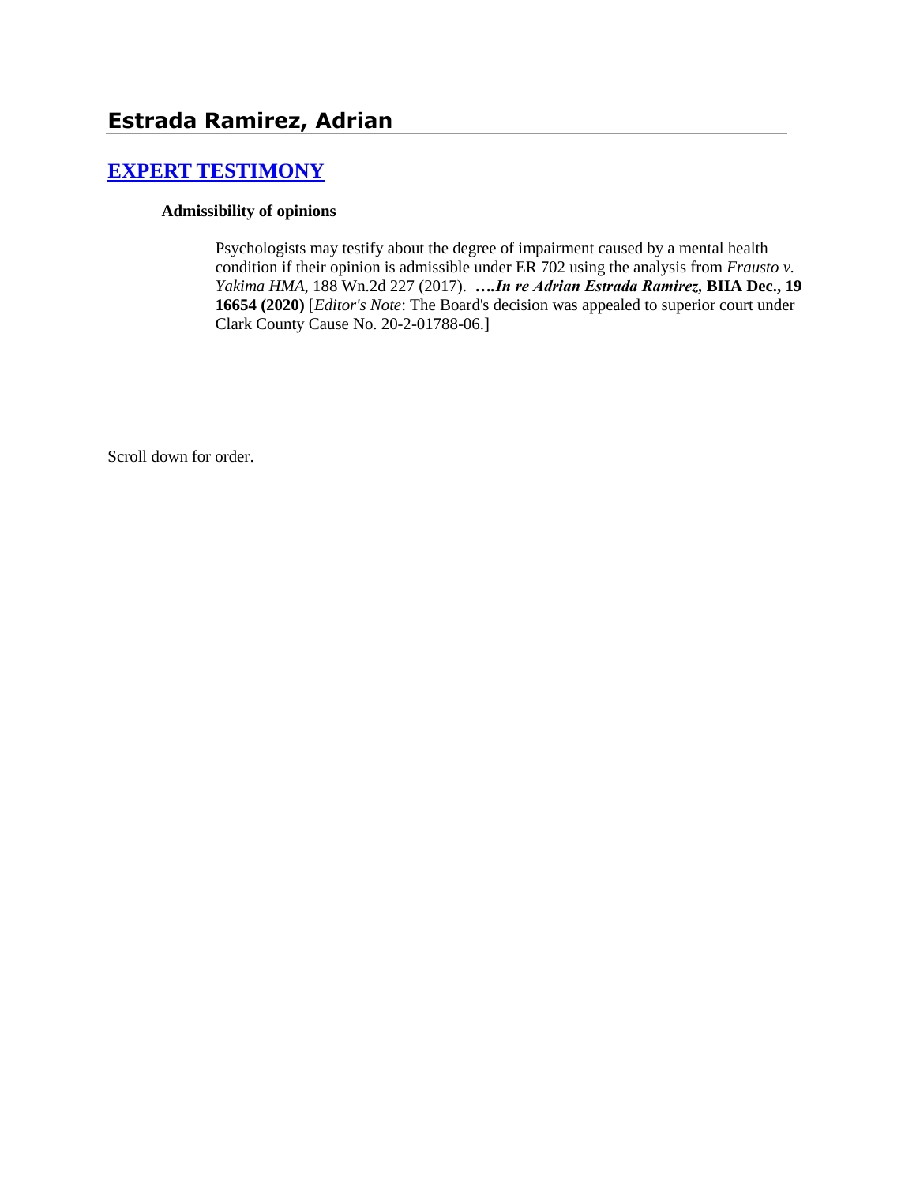## Estrada Ramirez, Adrian

### [EXPERT TESTIMONY]

**Admissibility of opinions**

Psychologists may testify about the degree of impairment caused by a mental health condition if their opinion is admissible under ER 702 using the analysis from *Frausto v. Yakima HMA*, 188 Wn.2d 227 (2017). ***….In re Adrian Estrada Ramirez,* BIIA Dec., 19 16654 (2020)** [*Editor's Note*: The Board's decision was appealed to superior court under Clark County Cause No. 20-2-01788-06.]

Scroll down for order.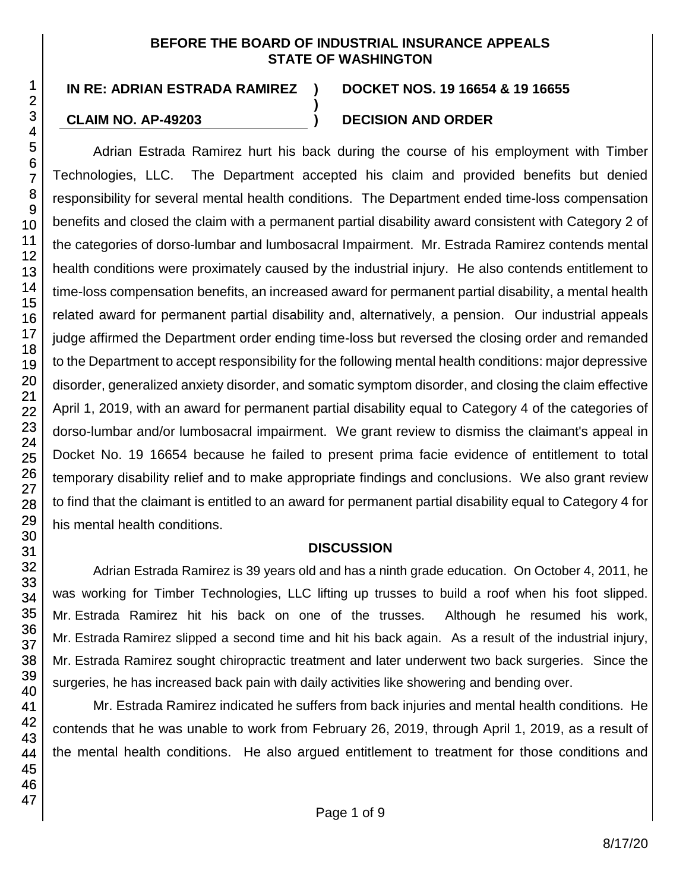**BEFORE THE BOARD OF INDUSTRIAL INSURANCE APPEALS**
**STATE OF WASHINGTON**

| | | |
|---|---|---|
| **IN RE: ADRIAN ESTRADA RAMIREZ** | **)** | **DOCKET NOS. 19 16654 & 19 16655** |
| | **)** | |
| **CLAIM NO. AP-49203** | **)** | **DECISION AND ORDER** |

Adrian Estrada Ramirez hurt his back during the course of his employment with Timber Technologies, LLC. The Department accepted his claim and provided benefits but denied responsibility for several mental health conditions. The Department ended time-loss compensation benefits and closed the claim with a permanent partial disability award consistent with Category 2 of the categories of dorso-lumbar and lumbosacral Impairment. Mr. Estrada Ramirez contends mental health conditions were proximately caused by the industrial injury. He also contends entitlement to time-loss compensation benefits, an increased award for permanent partial disability, a mental health related award for permanent partial disability and, alternatively, a pension. Our industrial appeals judge affirmed the Department order ending time-loss but reversed the closing order and remanded to the Department to accept responsibility for the following mental health conditions: major depressive disorder, generalized anxiety disorder, and somatic symptom disorder, and closing the claim effective April 1, 2019, with an award for permanent partial disability equal to Category 4 of the categories of dorso-lumbar and/or lumbosacral impairment. We grant review to dismiss the claimant's appeal in Docket No. 19 16654 because he failed to present prima facie evidence of entitlement to total temporary disability relief and to make appropriate findings and conclusions. We also grant review to find that the claimant is entitled to an award for permanent partial disability equal to Category 4 for his mental health conditions.

## DISCUSSION

Adrian Estrada Ramirez is 39 years old and has a ninth grade education. On October 4, 2011, he was working for Timber Technologies, LLC lifting up trusses to build a roof when his foot slipped. Mr. Estrada Ramirez hit his back on one of the trusses. Although he resumed his work, Mr. Estrada Ramirez slipped a second time and hit his back again. As a result of the industrial injury, Mr. Estrada Ramirez sought chiropractic treatment and later underwent two back surgeries. Since the surgeries, he has increased back pain with daily activities like showering and bending over.

Mr. Estrada Ramirez indicated he suffers from back injuries and mental health conditions. He contends that he was unable to work from February 26, 2019, through April 1, 2019, as a result of the mental health conditions. He also argued entitlement to treatment for those conditions and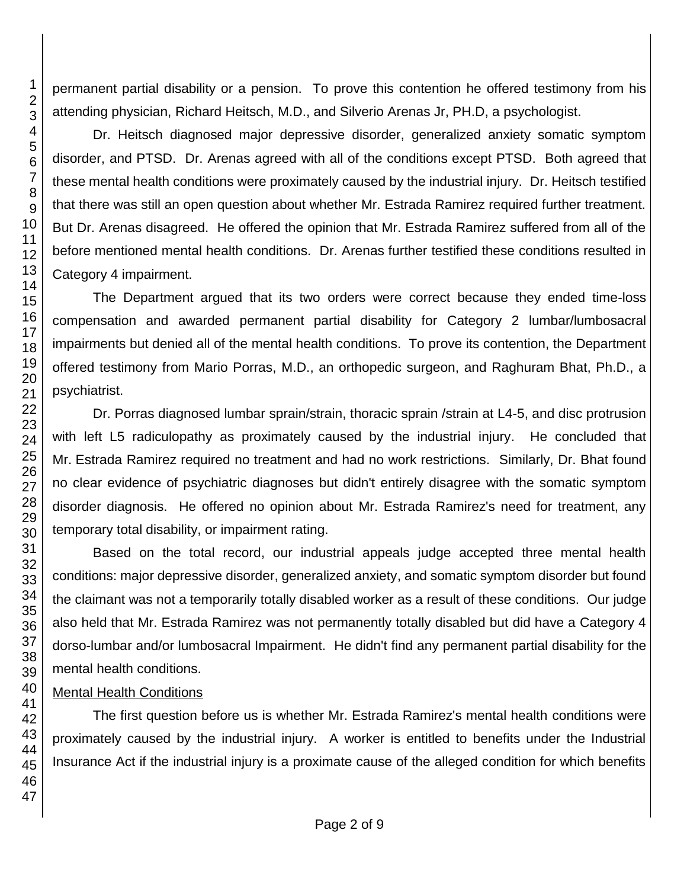permanent partial disability or a pension. To prove this contention he offered testimony from his attending physician, Richard Heitsch, M.D., and Silverio Arenas Jr, PH.D, a psychologist.

Dr. Heitsch diagnosed major depressive disorder, generalized anxiety somatic symptom disorder, and PTSD. Dr. Arenas agreed with all of the conditions except PTSD. Both agreed that these mental health conditions were proximately caused by the industrial injury. Dr. Heitsch testified that there was still an open question about whether Mr. Estrada Ramirez required further treatment. But Dr. Arenas disagreed. He offered the opinion that Mr. Estrada Ramirez suffered from all of the before mentioned mental health conditions. Dr. Arenas further testified these conditions resulted in Category 4 impairment.

The Department argued that its two orders were correct because they ended time-loss compensation and awarded permanent partial disability for Category 2 lumbar/lumbosacral impairments but denied all of the mental health conditions. To prove its contention, the Department offered testimony from Mario Porras, M.D., an orthopedic surgeon, and Raghuram Bhat, Ph.D., a psychiatrist.

Dr. Porras diagnosed lumbar sprain/strain, thoracic sprain /strain at L4-5, and disc protrusion with left L5 radiculopathy as proximately caused by the industrial injury. He concluded that Mr. Estrada Ramirez required no treatment and had no work restrictions. Similarly, Dr. Bhat found no clear evidence of psychiatric diagnoses but didn't entirely disagree with the somatic symptom disorder diagnosis. He offered no opinion about Mr. Estrada Ramirez's need for treatment, any temporary total disability, or impairment rating.

Based on the total record, our industrial appeals judge accepted three mental health conditions: major depressive disorder, generalized anxiety, and somatic symptom disorder but found the claimant was not a temporarily totally disabled worker as a result of these conditions. Our judge also held that Mr. Estrada Ramirez was not permanently totally disabled but did have a Category 4 dorso-lumbar and/or lumbosacral Impairment. He didn't find any permanent partial disability for the mental health conditions.

Mental Health Conditions

The first question before us is whether Mr. Estrada Ramirez's mental health conditions were proximately caused by the industrial injury. A worker is entitled to benefits under the Industrial Insurance Act if the industrial injury is a proximate cause of the alleged condition for which benefits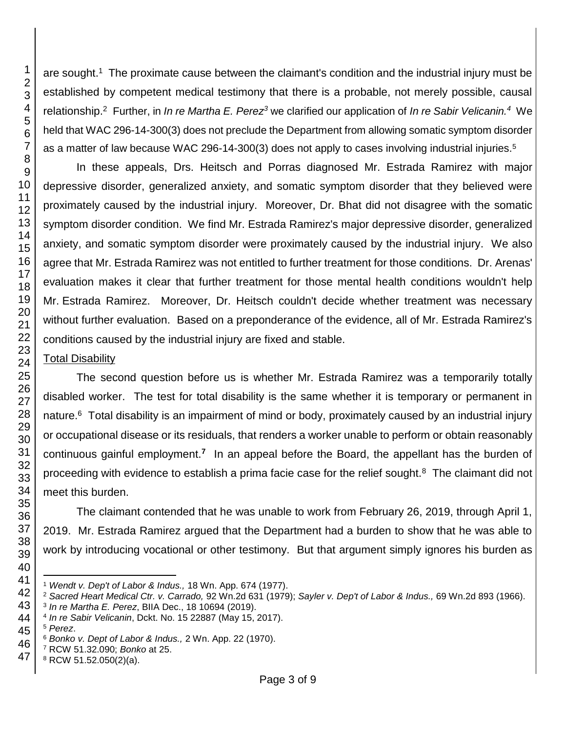are sought.[1] The proximate cause between the claimant's condition and the industrial injury must be established by competent medical testimony that there is a probable, not merely possible, causal relationship.[2] Further, in *In re Martha E. Perez*[3] we clarified our application of *In re Sabir Velicanin.*[4] We held that WAC 296-14-300(3) does not preclude the Department from allowing somatic symptom disorder as a matter of law because WAC 296-14-300(3) does not apply to cases involving industrial injuries.[5]

In these appeals, Drs. Heitsch and Porras diagnosed Mr. Estrada Ramirez with major depressive disorder, generalized anxiety, and somatic symptom disorder that they believed were proximately caused by the industrial injury. Moreover, Dr. Bhat did not disagree with the somatic symptom disorder condition. We find Mr. Estrada Ramirez's major depressive disorder, generalized anxiety, and somatic symptom disorder were proximately caused by the industrial injury. We also agree that Mr. Estrada Ramirez was not entitled to further treatment for those conditions. Dr. Arenas' evaluation makes it clear that further treatment for those mental health conditions wouldn't help Mr. Estrada Ramirez. Moreover, Dr. Heitsch couldn't decide whether treatment was necessary without further evaluation. Based on a preponderance of the evidence, all of Mr. Estrada Ramirez's conditions caused by the industrial injury are fixed and stable.

Total Disability

The second question before us is whether Mr. Estrada Ramirez was a temporarily totally disabled worker. The test for total disability is the same whether it is temporary or permanent in nature.[6] Total disability is an impairment of mind or body, proximately caused by an industrial injury or occupational disease or its residuals, that renders a worker unable to perform or obtain reasonably continuous gainful employment.[7] In an appeal before the Board, the appellant has the burden of proceeding with evidence to establish a prima facie case for the relief sought.[8] The claimant did not meet this burden.

The claimant contended that he was unable to work from February 26, 2019, through April 1, 2019. Mr. Estrada Ramirez argued that the Department had a burden to show that he was able to work by introducing vocational or other testimony. But that argument simply ignores his burden as

---

[1] *Wendt v. Dep't of Labor & Indus.,* 18 Wn. App. 674 (1977).

[2] *Sacred Heart Medical Ctr. v. Carrado,* 92 Wn.2d 631 (1979); *Sayler v. Dep't of Labor & Indus.,* 69 Wn.2d 893 (1966).

[3] *In re Martha E. Perez*, BIIA Dec., 18 10694 (2019).

[4] *In re Sabir Velicanin*, Dckt. No. 15 22887 (May 15, 2017).

[5] *Perez*.

[6] *Bonko v. Dept of Labor & Indus.,* 2 Wn. App. 22 (1970).

[7] RCW 51.32.090; *Bonko* at 25.

[8] RCW 51.52.050(2)(a).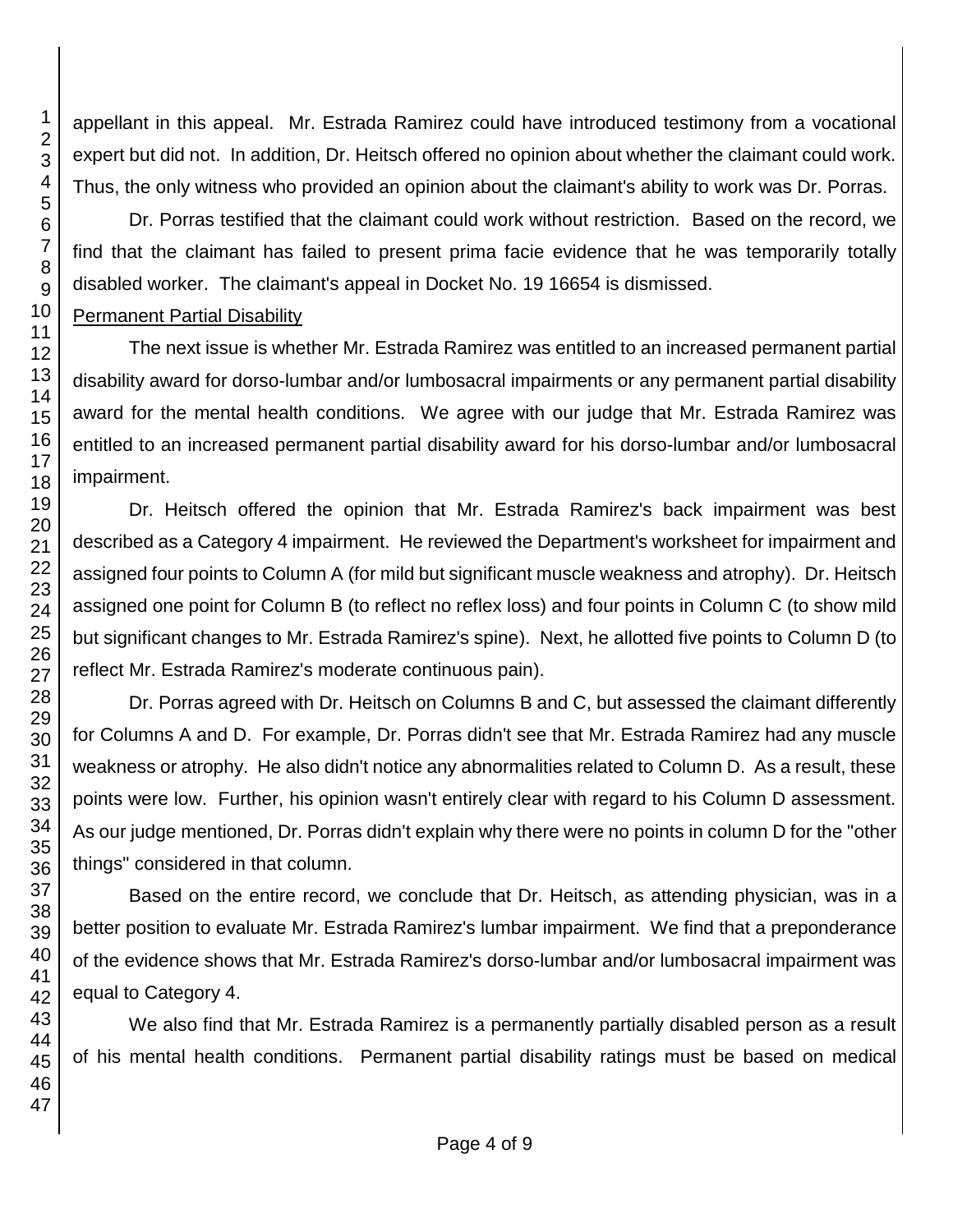appellant in this appeal. Mr. Estrada Ramirez could have introduced testimony from a vocational expert but did not. In addition, Dr. Heitsch offered no opinion about whether the claimant could work. Thus, the only witness who provided an opinion about the claimant's ability to work was Dr. Porras.

Dr. Porras testified that the claimant could work without restriction. Based on the record, we find that the claimant has failed to present prima facie evidence that he was temporarily totally disabled worker. The claimant's appeal in Docket No. 19 16654 is dismissed.

Permanent Partial Disability

The next issue is whether Mr. Estrada Ramirez was entitled to an increased permanent partial disability award for dorso-lumbar and/or lumbosacral impairments or any permanent partial disability award for the mental health conditions. We agree with our judge that Mr. Estrada Ramirez was entitled to an increased permanent partial disability award for his dorso-lumbar and/or lumbosacral impairment.

Dr. Heitsch offered the opinion that Mr. Estrada Ramirez's back impairment was best described as a Category 4 impairment. He reviewed the Department's worksheet for impairment and assigned four points to Column A (for mild but significant muscle weakness and atrophy). Dr. Heitsch assigned one point for Column B (to reflect no reflex loss) and four points in Column C (to show mild but significant changes to Mr. Estrada Ramirez's spine). Next, he allotted five points to Column D (to reflect Mr. Estrada Ramirez's moderate continuous pain).

Dr. Porras agreed with Dr. Heitsch on Columns B and C, but assessed the claimant differently for Columns A and D. For example, Dr. Porras didn't see that Mr. Estrada Ramirez had any muscle weakness or atrophy. He also didn't notice any abnormalities related to Column D. As a result, these points were low. Further, his opinion wasn't entirely clear with regard to his Column D assessment. As our judge mentioned, Dr. Porras didn't explain why there were no points in column D for the "other things" considered in that column.

Based on the entire record, we conclude that Dr. Heitsch, as attending physician, was in a better position to evaluate Mr. Estrada Ramirez's lumbar impairment. We find that a preponderance of the evidence shows that Mr. Estrada Ramirez's dorso-lumbar and/or lumbosacral impairment was equal to Category 4.

We also find that Mr. Estrada Ramirez is a permanently partially disabled person as a result of his mental health conditions. Permanent partial disability ratings must be based on medical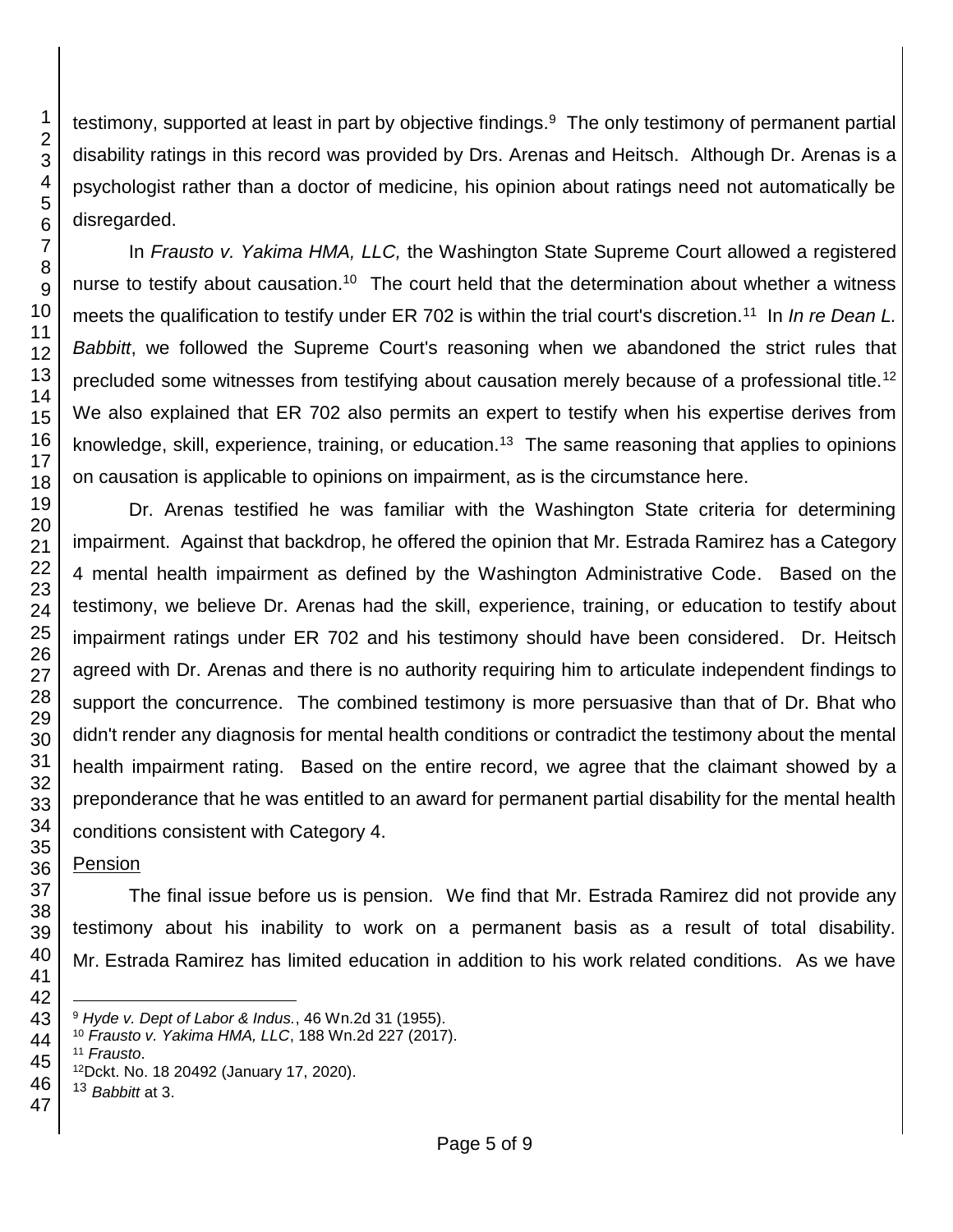testimony, supported at least in part by objective findings.[9] The only testimony of permanent partial disability ratings in this record was provided by Drs. Arenas and Heitsch. Although Dr. Arenas is a psychologist rather than a doctor of medicine, his opinion about ratings need not automatically be disregarded.

In *Frausto v. Yakima HMA, LLC,* the Washington State Supreme Court allowed a registered nurse to testify about causation.[10] The court held that the determination about whether a witness meets the qualification to testify under ER 702 is within the trial court's discretion.[11] In *In re Dean L. Babbitt*, we followed the Supreme Court's reasoning when we abandoned the strict rules that precluded some witnesses from testifying about causation merely because of a professional title.[12] We also explained that ER 702 also permits an expert to testify when his expertise derives from knowledge, skill, experience, training, or education.[13] The same reasoning that applies to opinions on causation is applicable to opinions on impairment, as is the circumstance here.

Dr. Arenas testified he was familiar with the Washington State criteria for determining impairment. Against that backdrop, he offered the opinion that Mr. Estrada Ramirez has a Category 4 mental health impairment as defined by the Washington Administrative Code. Based on the testimony, we believe Dr. Arenas had the skill, experience, training, or education to testify about impairment ratings under ER 702 and his testimony should have been considered. Dr. Heitsch agreed with Dr. Arenas and there is no authority requiring him to articulate independent findings to support the concurrence. The combined testimony is more persuasive than that of Dr. Bhat who didn't render any diagnosis for mental health conditions or contradict the testimony about the mental health impairment rating. Based on the entire record, we agree that the claimant showed by a preponderance that he was entitled to an award for permanent partial disability for the mental health conditions consistent with Category 4.

Pension

The final issue before us is pension. We find that Mr. Estrada Ramirez did not provide any testimony about his inability to work on a permanent basis as a result of total disability. Mr. Estrada Ramirez has limited education in addition to his work related conditions. As we have

---

[9] *Hyde v. Dept of Labor & Indus.*, 46 Wn.2d 31 (1955).

[10] *Frausto v. Yakima HMA, LLC*, 188 Wn.2d 227 (2017).

[11] *Frausto*.

[12] Dckt. No. 18 20492 (January 17, 2020).

[13] *Babbitt* at 3.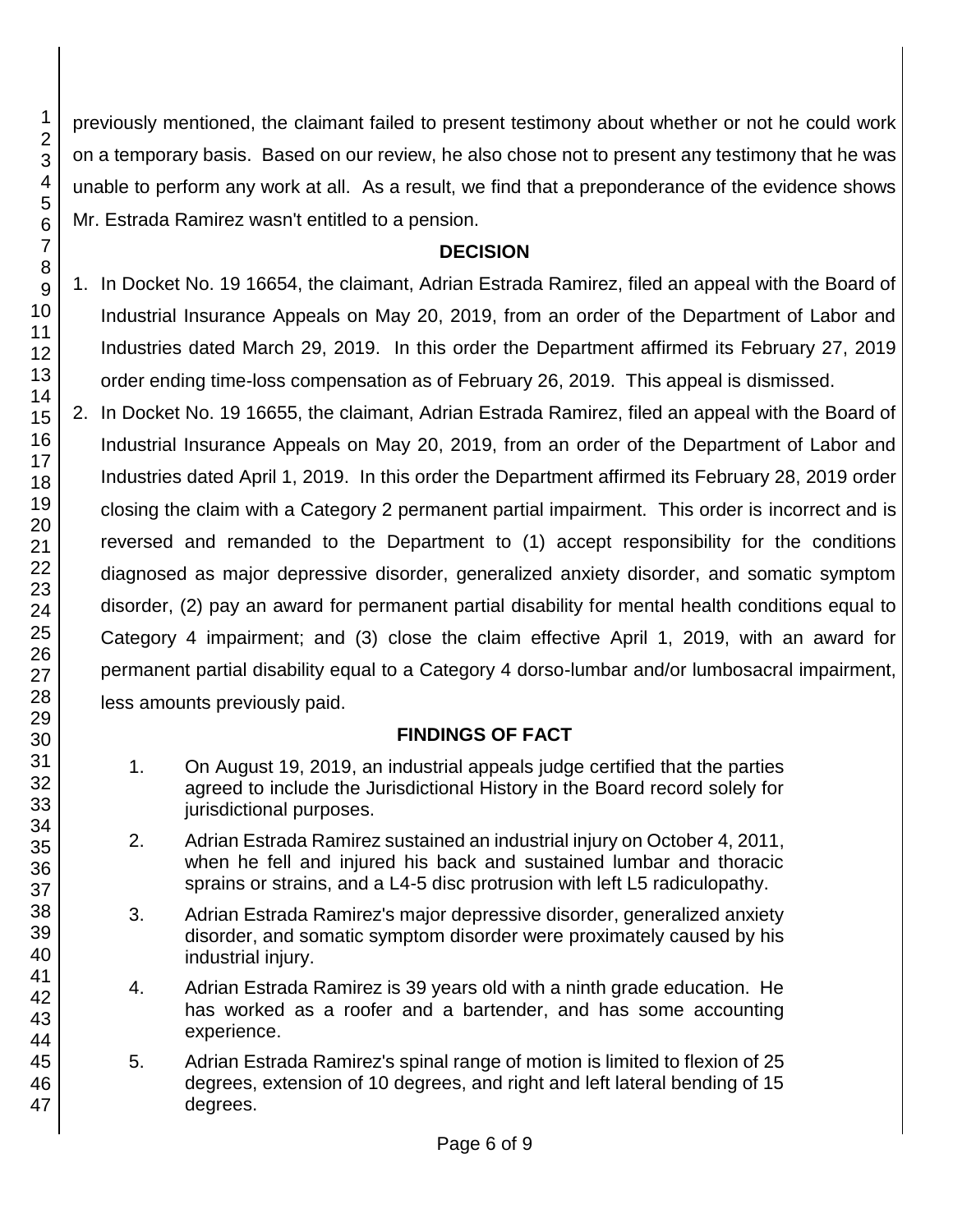previously mentioned, the claimant failed to present testimony about whether or not he could work on a temporary basis. Based on our review, he also chose not to present any testimony that he was unable to perform any work at all. As a result, we find that a preponderance of the evidence shows Mr. Estrada Ramirez wasn't entitled to a pension.

## DECISION

1. In Docket No. 19 16654, the claimant, Adrian Estrada Ramirez, filed an appeal with the Board of Industrial Insurance Appeals on May 20, 2019, from an order of the Department of Labor and Industries dated March 29, 2019. In this order the Department affirmed its February 27, 2019 order ending time-loss compensation as of February 26, 2019. This appeal is dismissed.
2. In Docket No. 19 16655, the claimant, Adrian Estrada Ramirez, filed an appeal with the Board of Industrial Insurance Appeals on May 20, 2019, from an order of the Department of Labor and Industries dated April 1, 2019. In this order the Department affirmed its February 28, 2019 order closing the claim with a Category 2 permanent partial impairment. This order is incorrect and is reversed and remanded to the Department to (1) accept responsibility for the conditions diagnosed as major depressive disorder, generalized anxiety disorder, and somatic symptom disorder, (2) pay an award for permanent partial disability for mental health conditions equal to Category 4 impairment; and (3) close the claim effective April 1, 2019, with an award for permanent partial disability equal to a Category 4 dorso-lumbar and/or lumbosacral impairment, less amounts previously paid.

## FINDINGS OF FACT

1. On August 19, 2019, an industrial appeals judge certified that the parties agreed to include the Jurisdictional History in the Board record solely for jurisdictional purposes.
2. Adrian Estrada Ramirez sustained an industrial injury on October 4, 2011, when he fell and injured his back and sustained lumbar and thoracic sprains or strains, and a L4-5 disc protrusion with left L5 radiculopathy.
3. Adrian Estrada Ramirez's major depressive disorder, generalized anxiety disorder, and somatic symptom disorder were proximately caused by his industrial injury.
4. Adrian Estrada Ramirez is 39 years old with a ninth grade education. He has worked as a roofer and a bartender, and has some accounting experience.
5. Adrian Estrada Ramirez's spinal range of motion is limited to flexion of 25 degrees, extension of 10 degrees, and right and left lateral bending of 15 degrees.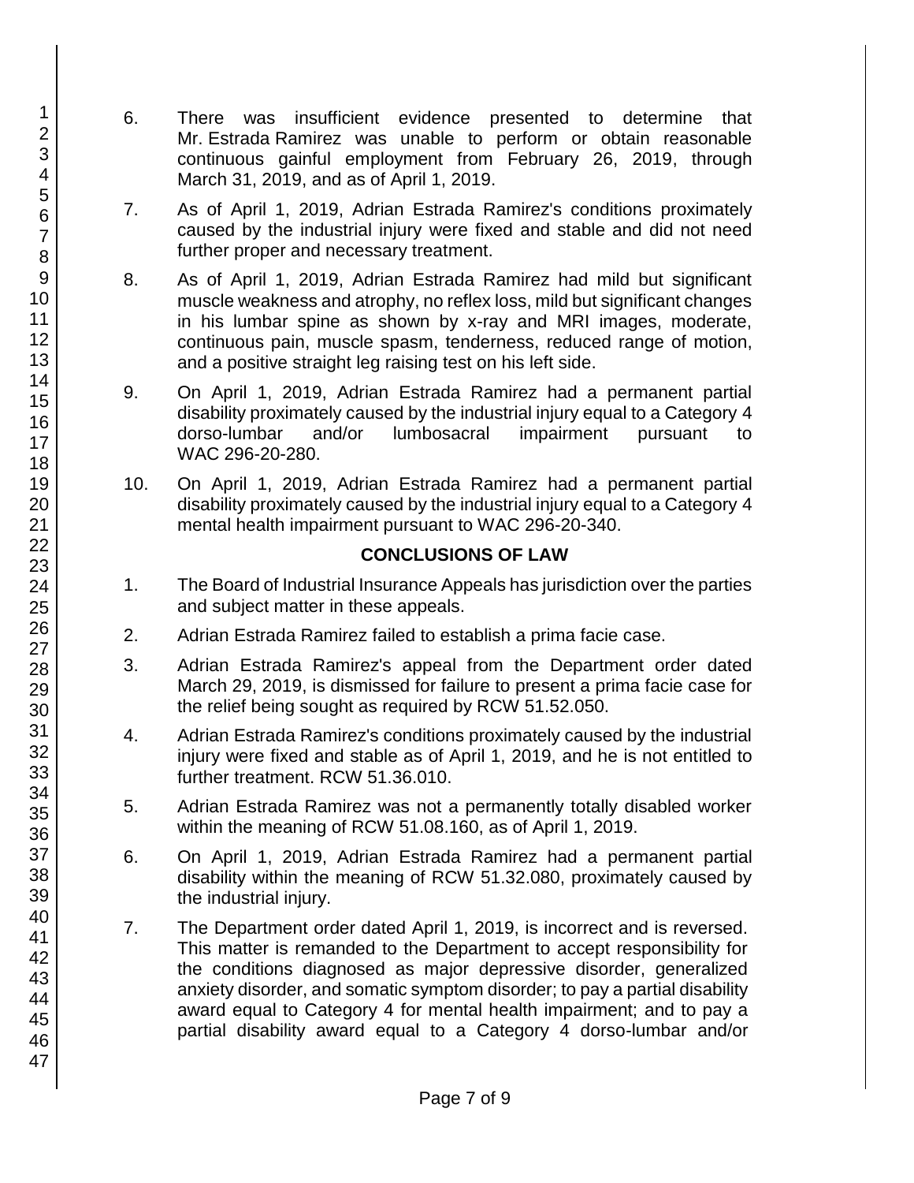6. There was insufficient evidence presented to determine that Mr. Estrada Ramirez was unable to perform or obtain reasonable continuous gainful employment from February 26, 2019, through March 31, 2019, and as of April 1, 2019.

7. As of April 1, 2019, Adrian Estrada Ramirez's conditions proximately caused by the industrial injury were fixed and stable and did not need further proper and necessary treatment.

8. As of April 1, 2019, Adrian Estrada Ramirez had mild but significant muscle weakness and atrophy, no reflex loss, mild but significant changes in his lumbar spine as shown by x-ray and MRI images, moderate, continuous pain, muscle spasm, tenderness, reduced range of motion, and a positive straight leg raising test on his left side.

9. On April 1, 2019, Adrian Estrada Ramirez had a permanent partial disability proximately caused by the industrial injury equal to a Category 4 dorso-lumbar and/or lumbosacral impairment pursuant to WAC 296-20-280.

10. On April 1, 2019, Adrian Estrada Ramirez had a permanent partial disability proximately caused by the industrial injury equal to a Category 4 mental health impairment pursuant to WAC 296-20-340.

## CONCLUSIONS OF LAW

1. The Board of Industrial Insurance Appeals has jurisdiction over the parties and subject matter in these appeals.

2. Adrian Estrada Ramirez failed to establish a prima facie case.

3. Adrian Estrada Ramirez's appeal from the Department order dated March 29, 2019, is dismissed for failure to present a prima facie case for the relief being sought as required by RCW 51.52.050.

4. Adrian Estrada Ramirez's conditions proximately caused by the industrial injury were fixed and stable as of April 1, 2019, and he is not entitled to further treatment. RCW 51.36.010.

5. Adrian Estrada Ramirez was not a permanently totally disabled worker within the meaning of RCW 51.08.160, as of April 1, 2019.

6. On April 1, 2019, Adrian Estrada Ramirez had a permanent partial disability within the meaning of RCW 51.32.080, proximately caused by the industrial injury.

7. The Department order dated April 1, 2019, is incorrect and is reversed. This matter is remanded to the Department to accept responsibility for the conditions diagnosed as major depressive disorder, generalized anxiety disorder, and somatic symptom disorder; to pay a partial disability award equal to Category 4 for mental health impairment; and to pay a partial disability award equal to a Category 4 dorso-lumbar and/or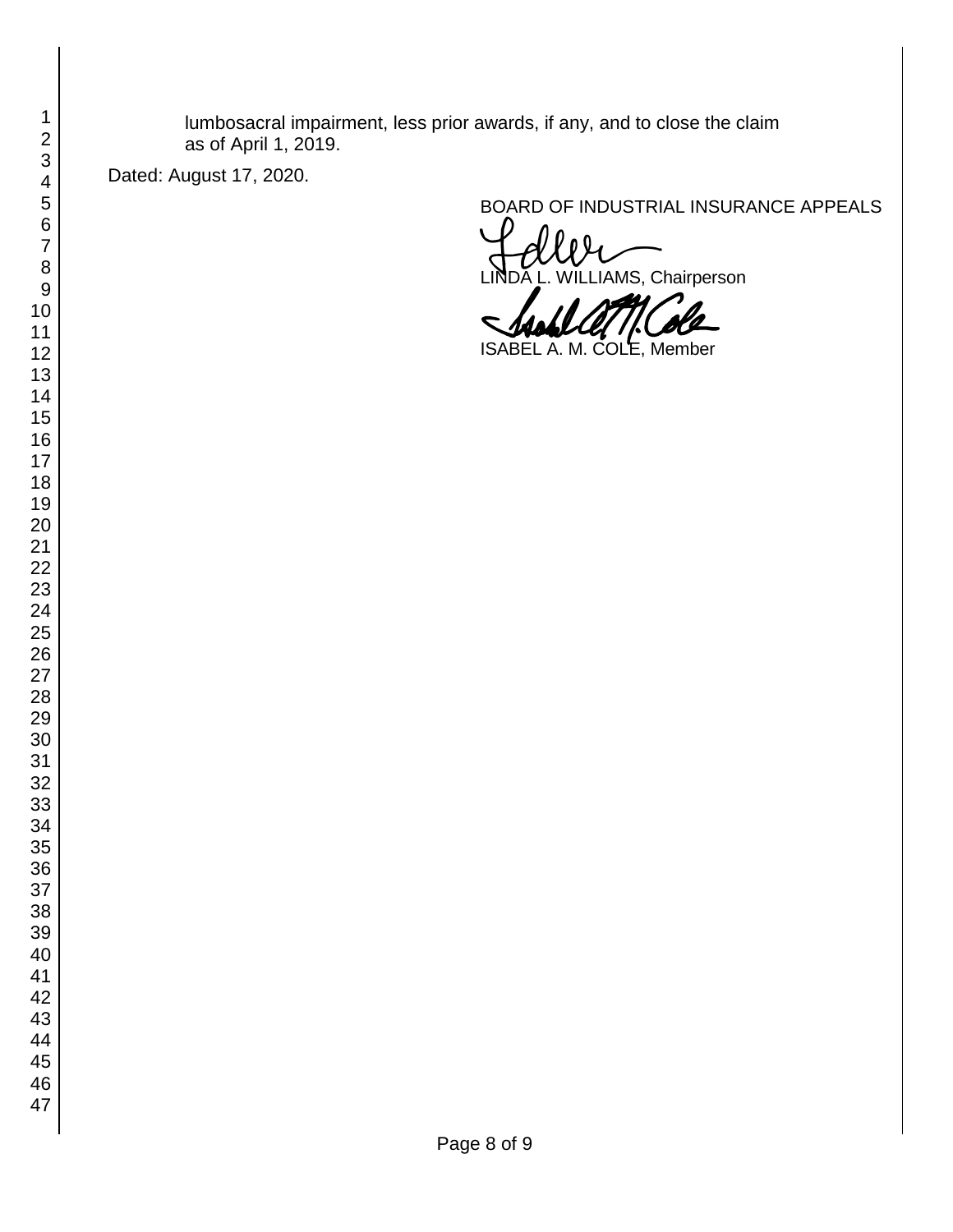lumbosacral impairment, less prior awards, if any, and to close the claim as of April 1, 2019.

Dated: August 17, 2020.

BOARD OF INDUSTRIAL INSURANCE APPEALS

LINDA L. WILLIAMS, Chairperson

ISABEL A. M. COLE, Member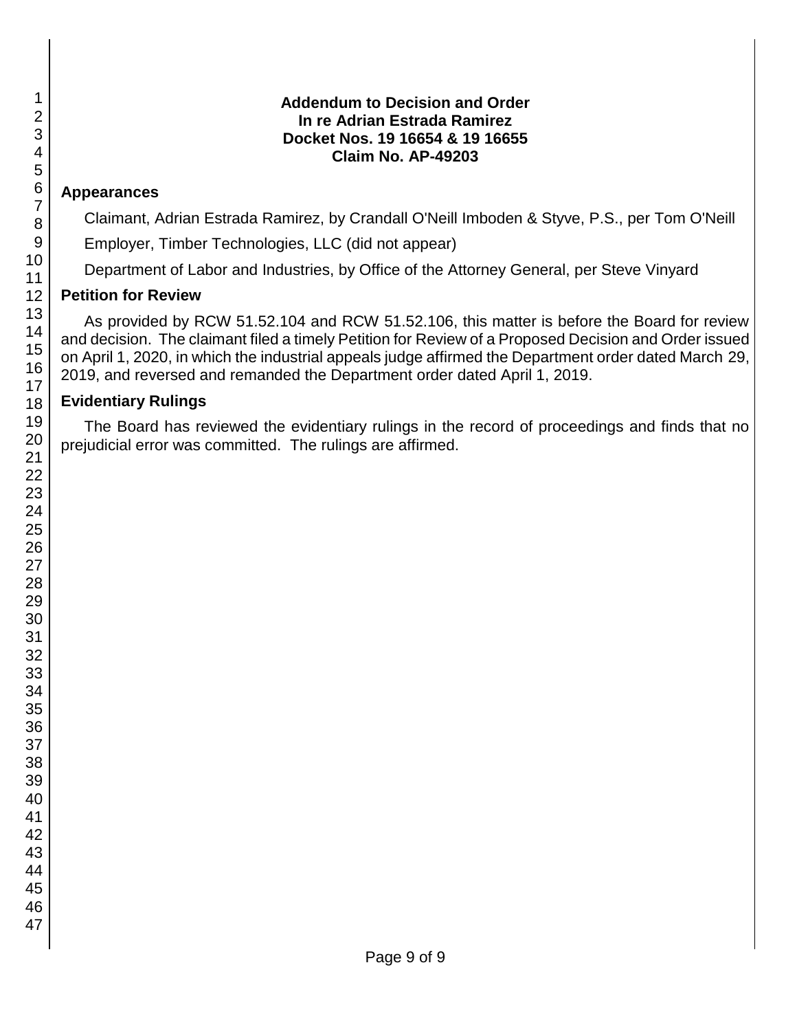**Addendum to Decision and Order**
**In re Adrian Estrada Ramirez**
**Docket Nos. 19 16654 & 19 16655**
**Claim No. AP-49203**

## Appearances

Claimant, Adrian Estrada Ramirez, by Crandall O'Neill Imboden & Styve, P.S., per Tom O'Neill

Employer, Timber Technologies, LLC (did not appear)

Department of Labor and Industries, by Office of the Attorney General, per Steve Vinyard

## Petition for Review

As provided by RCW 51.52.104 and RCW 51.52.106, this matter is before the Board for review and decision. The claimant filed a timely Petition for Review of a Proposed Decision and Order issued on April 1, 2020, in which the industrial appeals judge affirmed the Department order dated March 29, 2019, and reversed and remanded the Department order dated April 1, 2019.

## Evidentiary Rulings

The Board has reviewed the evidentiary rulings in the record of proceedings and finds that no prejudicial error was committed. The rulings are affirmed.